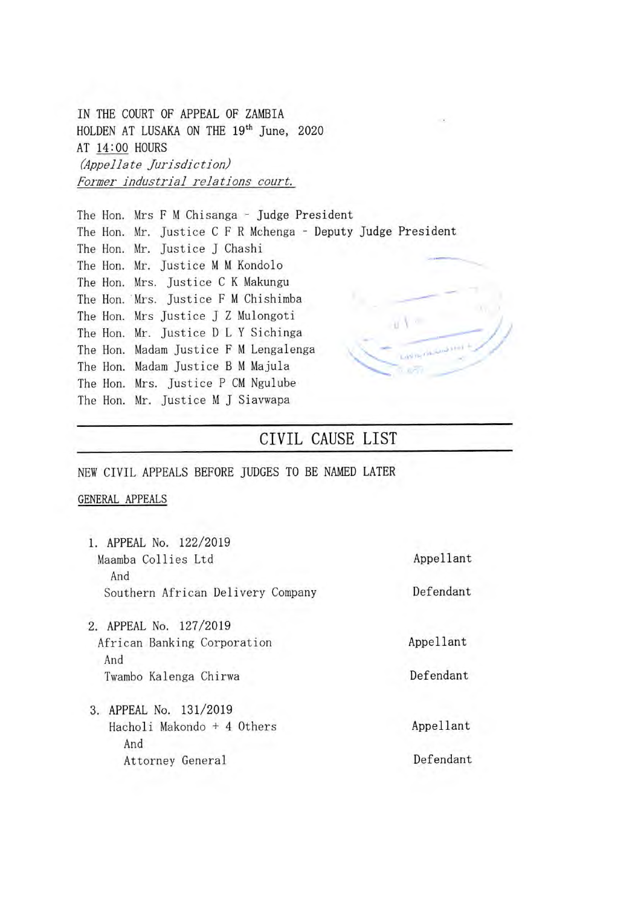IN THE COURT OF APPEAL OF ZAMBIA
HOLDEN AT LUSAKA ON THE 19th June, 2020
AT 14:00 HOURS
*(Appellate Jurisdiction)*
*Former industrial relations court.*

The Hon. Mrs F M Chisanga - Judge President
The Hon. Mr. Justice C F R Mchenga - Deputy Judge President
The Hon. Mr. Justice J Chashi
The Hon. Mr. Justice M M Kondolo
The Hon. Mrs. Justice C K Makungu
The Hon. Mrs. Justice F M Chishimba
The Hon. Mrs Justice J Z Mulongoti
The Hon. Mr. Justice D L Y Sichinga
The Hon. Madam Justice F M Lengalenga
The Hon. Madam Justice B M Majula
The Hon. Mrs. Justice P CM Ngulube
The Hon. Mr. Justice M J Siavwapa

# CIVIL CAUSE LIST

NEW CIVIL APPEALS BEFORE JUDGES TO BE NAMED LATER

GENERAL APPEALS

1. APPEAL No. 122/2019
   Maamba Collies Ltd — Appellant
   And
   Southern African Delivery Company — Defendant

2. APPEAL No. 127/2019
   African Banking Corporation — Appellant
   And
   Twambo Kalenga Chirwa — Defendant

3. APPEAL No. 131/2019
   Hacholi Makondo + 4 Others — Appellant
   And
   Attorney General — Defendant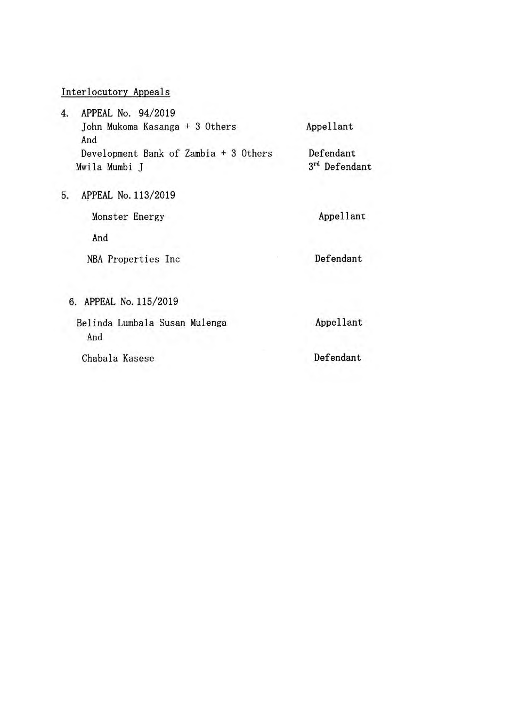<u>Interlocutory Appeals</u>

4. APPEAL No. 94/2019

| | |
|---|---|
| John Mukoma Kasanga + 3 Others | Appellant |
| And | |
| Development Bank of Zambia + 3 Others | Defendant |
| Mwila Mumbi J | 3rd Defendant |

5. APPEAL No. 113/2019

| | |
|---|---|
| Monster Energy | Appellant |
| And | |
| NBA Properties Inc | Defendant |

6. APPEAL No. 115/2019

| | |
|---|---|
| Belinda Lumbala Susan Mulenga | Appellant |
| And | |
| Chabala Kasese | Defendant |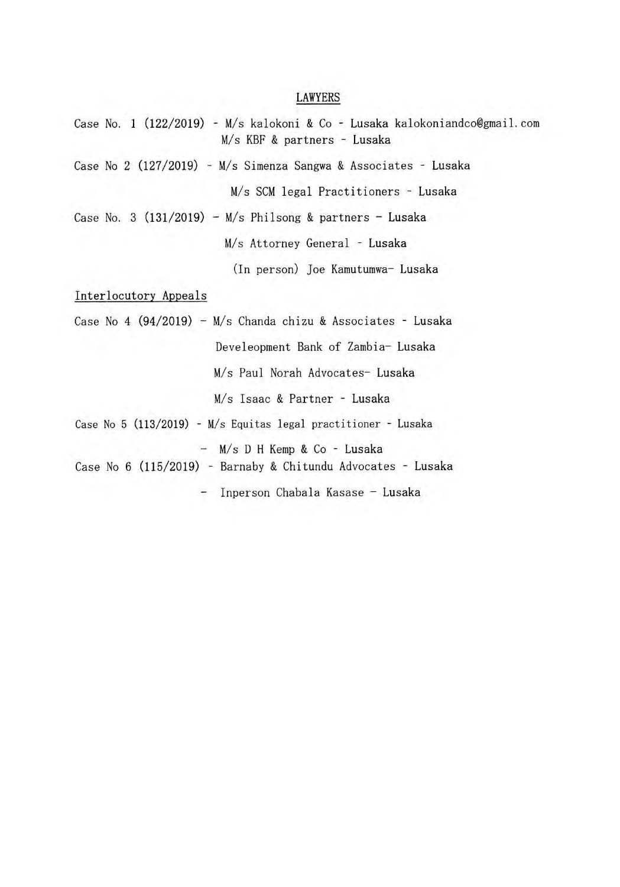## LAWYERS

Case No. 1 (122/2019) - M/s kalokoni & Co - Lusaka kalokoniandco@gmail.com
M/s KBF & partners - Lusaka

Case No 2 (127/2019) - M/s Simenza Sangwa & Associates - Lusaka

M/s SCM legal Practitioners - Lusaka

Case No. 3 (131/2019) - M/s Philsong & partners - Lusaka

M/s Attorney General - Lusaka

(In person) Joe Kamutumwa- Lusaka

Interlocutory Appeals

Case No 4 (94/2019) - M/s Chanda chizu & Associates - Lusaka

Develeopment Bank of Zambia- Lusaka

M/s Paul Norah Advocates- Lusaka

M/s Isaac & Partner - Lusaka

Case No 5 (113/2019) - M/s Equitas legal practitioner - Lusaka

- M/s D H Kemp & Co - Lusaka

Case No 6 (115/2019) - Barnaby & Chitundu Advocates - Lusaka

- Inperson Chabala Kasase - Lusaka